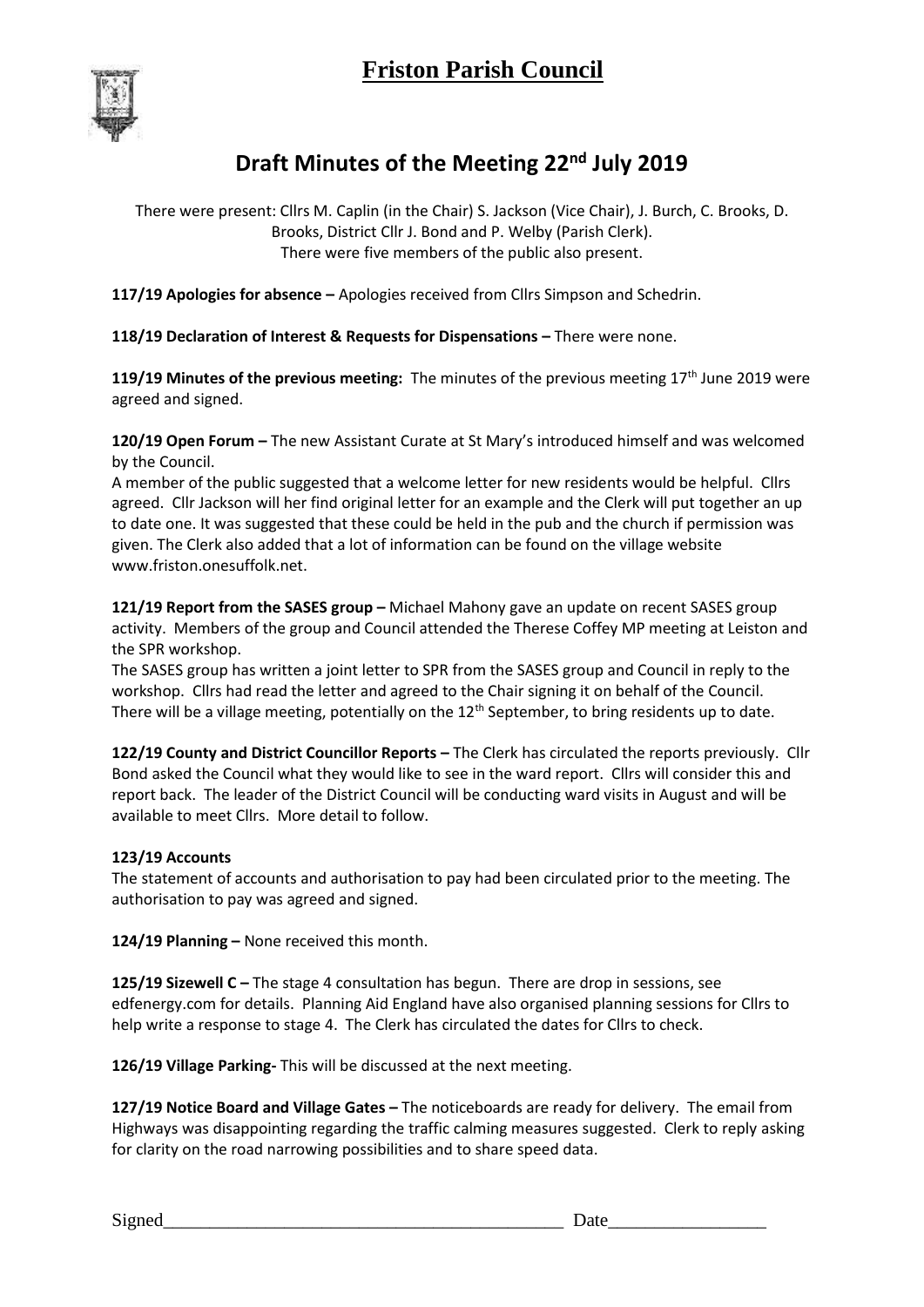# Friston Parish Council

## Draft Minutes of the Meeting 22nd July 2019

There were present: Cllrs M. Caplin (in the Chair) S. Jackson (Vice Chair), J. Burch, C. Brooks, D. Brooks, District Cllr J. Bond and P. Welby (Parish Clerk).
There were five members of the public also present.

**117/19 Apologies for absence –** Apologies received from Cllrs Simpson and Schedrin.

**118/19 Declaration of Interest & Requests for Dispensations –** There were none.

**119/19 Minutes of the previous meeting:** The minutes of the previous meeting 17th June 2019 were agreed and signed.

**120/19 Open Forum –** The new Assistant Curate at St Mary's introduced himself and was welcomed by the Council.
A member of the public suggested that a welcome letter for new residents would be helpful. Cllrs agreed. Cllr Jackson will her find original letter for an example and the Clerk will put together an up to date one. It was suggested that these could be held in the pub and the church if permission was given. The Clerk also added that a lot of information can be found on the village website www.friston.onesuffolk.net.

**121/19 Report from the SASES group –** Michael Mahony gave an update on recent SASES group activity. Members of the group and Council attended the Therese Coffey MP meeting at Leiston and the SPR workshop.
The SASES group has written a joint letter to SPR from the SASES group and Council in reply to the workshop. Cllrs had read the letter and agreed to the Chair signing it on behalf of the Council. There will be a village meeting, potentially on the 12th September, to bring residents up to date.

**122/19 County and District Councillor Reports –** The Clerk has circulated the reports previously. Cllr Bond asked the Council what they would like to see in the ward report. Cllrs will consider this and report back. The leader of the District Council will be conducting ward visits in August and will be available to meet Cllrs. More detail to follow.

**123/19 Accounts**
The statement of accounts and authorisation to pay had been circulated prior to the meeting. The authorisation to pay was agreed and signed.

**124/19 Planning –** None received this month.

**125/19 Sizewell C –** The stage 4 consultation has begun. There are drop in sessions, see edfenergy.com for details. Planning Aid England have also organised planning sessions for Cllrs to help write a response to stage 4. The Clerk has circulated the dates for Cllrs to check.

**126/19 Village Parking-** This will be discussed at the next meeting.

**127/19 Notice Board and Village Gates –** The noticeboards are ready for delivery. The email from Highways was disappointing regarding the traffic calming measures suggested. Clerk to reply asking for clarity on the road narrowing possibilities and to share speed data.

Signed\_\_\_\_\_\_\_\_\_\_\_\_\_\_\_\_\_\_\_\_\_\_\_\_\_\_\_\_\_\_\_\_\_\_\_\_\_\_\_\_\_\_ Date\_\_\_\_\_\_\_\_\_\_\_\_\_\_\_\_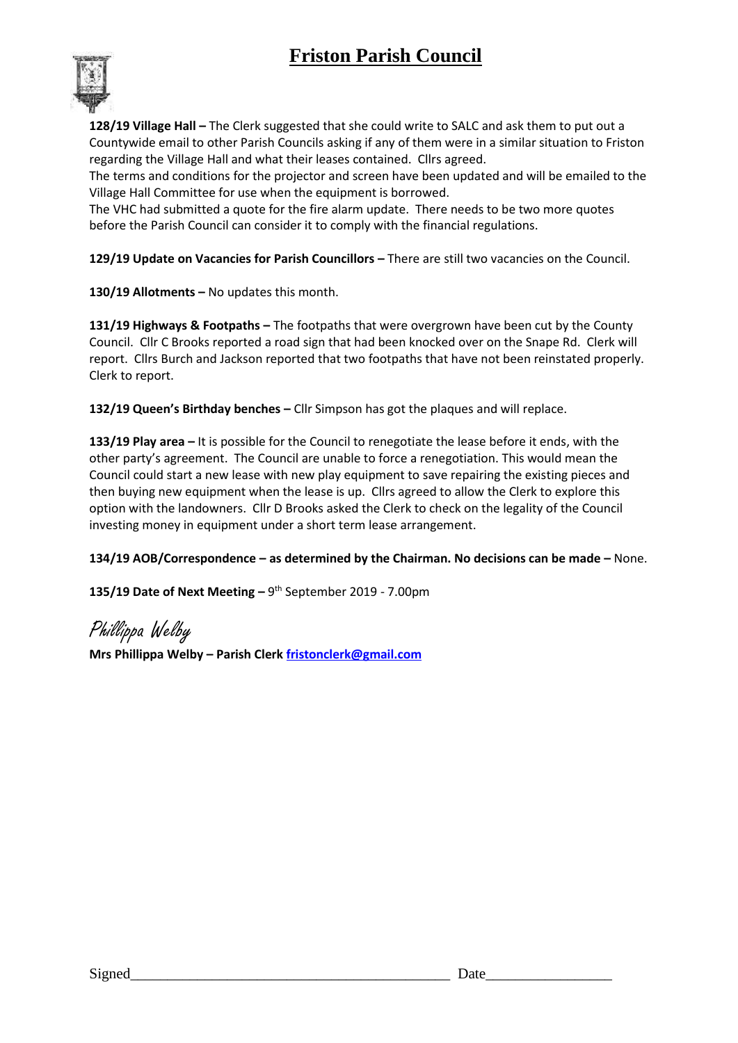# Friston Parish Council

**128/19 Village Hall –** The Clerk suggested that she could write to SALC and ask them to put out a Countywide email to other Parish Councils asking if any of them were in a similar situation to Friston regarding the Village Hall and what their leases contained. Cllrs agreed.
The terms and conditions for the projector and screen have been updated and will be emailed to the Village Hall Committee for use when the equipment is borrowed.
The VHC had submitted a quote for the fire alarm update. There needs to be two more quotes before the Parish Council can consider it to comply with the financial regulations.

**129/19 Update on Vacancies for Parish Councillors –** There are still two vacancies on the Council.

**130/19 Allotments –** No updates this month.

**131/19 Highways & Footpaths –** The footpaths that were overgrown have been cut by the County Council. Cllr C Brooks reported a road sign that had been knocked over on the Snape Rd. Clerk will report. Cllrs Burch and Jackson reported that two footpaths that have not been reinstated properly. Clerk to report.

**132/19 Queen's Birthday benches –** Cllr Simpson has got the plaques and will replace.

**133/19 Play area –** It is possible for the Council to renegotiate the lease before it ends, with the other party's agreement. The Council are unable to force a renegotiation. This would mean the Council could start a new lease with new play equipment to save repairing the existing pieces and then buying new equipment when the lease is up. Cllrs agreed to allow the Clerk to explore this option with the landowners. Cllr D Brooks asked the Clerk to check on the legality of the Council investing money in equipment under a short term lease arrangement.

**134/19 AOB/Correspondence – as determined by the Chairman. No decisions can be made –** None.

**135/19 Date of Next Meeting –** 9th September 2019 - 7.00pm

*Phillippa Welby*

**Mrs Phillippa Welby – Parish Clerk fristonclerk@gmail.com**

Signed\_\_\_\_\_\_\_\_\_\_\_\_\_\_\_\_\_\_\_\_\_\_\_\_\_\_\_\_\_\_\_\_\_\_\_\_\_\_\_\_\_\_\_\_ Date\_\_\_\_\_\_\_\_\_\_\_\_\_\_\_\_\_